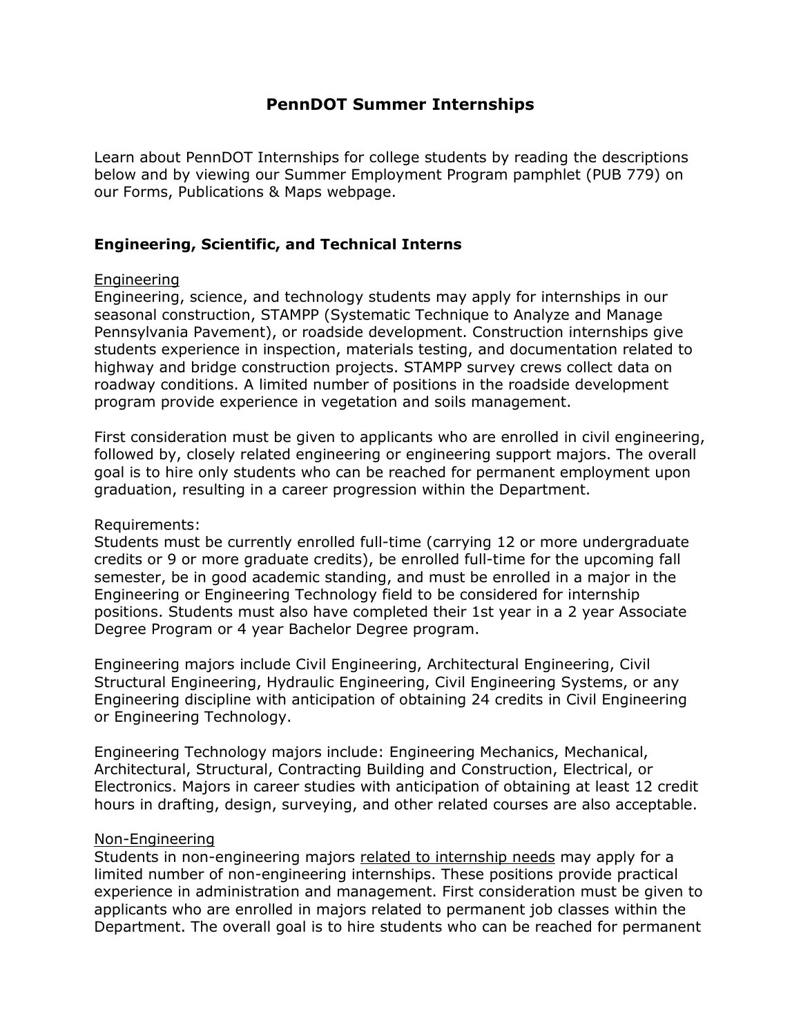# PennDOT Summer Internships

Learn about PennDOT Internships for college students by reading the descriptions below and by viewing our Summer Employment Program pamphlet (PUB 779) on our Forms, Publications & Maps webpage.

## Engineering, Scientific, and Technical Interns

### Engineering

Engineering, science, and technology students may apply for internships in our seasonal construction, STAMPP (Systematic Technique to Analyze and Manage Pennsylvania Pavement), or roadside development. Construction internships give students experience in inspection, materials testing, and documentation related to highway and bridge construction projects. STAMPP survey crews collect data on roadway conditions. A limited number of positions in the roadside development program provide experience in vegetation and soils management.

First consideration must be given to applicants who are enrolled in civil engineering, followed by, closely related engineering or engineering support majors. The overall goal is to hire only students who can be reached for permanent employment upon graduation, resulting in a career progression within the Department.

Requirements:
Students must be currently enrolled full-time (carrying 12 or more undergraduate credits or 9 or more graduate credits), be enrolled full-time for the upcoming fall semester, be in good academic standing, and must be enrolled in a major in the Engineering or Engineering Technology field to be considered for internship positions. Students must also have completed their 1st year in a 2 year Associate Degree Program or 4 year Bachelor Degree program.

Engineering majors include Civil Engineering, Architectural Engineering, Civil Structural Engineering, Hydraulic Engineering, Civil Engineering Systems, or any Engineering discipline with anticipation of obtaining 24 credits in Civil Engineering or Engineering Technology.

Engineering Technology majors include: Engineering Mechanics, Mechanical, Architectural, Structural, Contracting Building and Construction, Electrical, or Electronics. Majors in career studies with anticipation of obtaining at least 12 credit hours in drafting, design, surveying, and other related courses are also acceptable.

### Non-Engineering

Students in non-engineering majors related to internship needs may apply for a limited number of non-engineering internships. These positions provide practical experience in administration and management. First consideration must be given to applicants who are enrolled in majors related to permanent job classes within the Department. The overall goal is to hire students who can be reached for permanent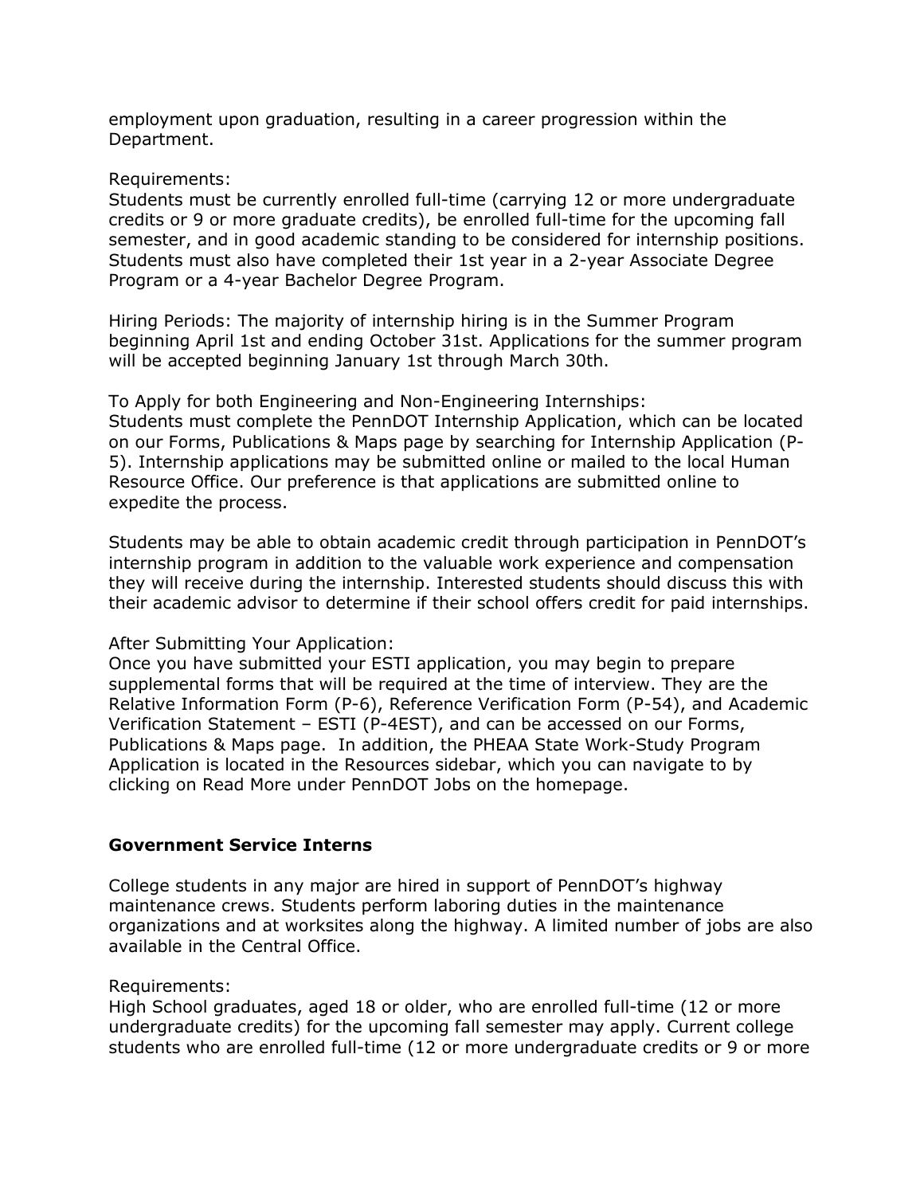employment upon graduation, resulting in a career progression within the Department.

Requirements:
Students must be currently enrolled full-time (carrying 12 or more undergraduate credits or 9 or more graduate credits), be enrolled full-time for the upcoming fall semester, and in good academic standing to be considered for internship positions. Students must also have completed their 1st year in a 2-year Associate Degree Program or a 4-year Bachelor Degree Program.

Hiring Periods: The majority of internship hiring is in the Summer Program beginning April 1st and ending October 31st. Applications for the summer program will be accepted beginning January 1st through March 30th.

To Apply for both Engineering and Non-Engineering Internships:
Students must complete the PennDOT Internship Application, which can be located on our Forms, Publications & Maps page by searching for Internship Application (P-5). Internship applications may be submitted online or mailed to the local Human Resource Office. Our preference is that applications are submitted online to expedite the process.

Students may be able to obtain academic credit through participation in PennDOT's internship program in addition to the valuable work experience and compensation they will receive during the internship. Interested students should discuss this with their academic advisor to determine if their school offers credit for paid internships.

After Submitting Your Application:
Once you have submitted your ESTI application, you may begin to prepare supplemental forms that will be required at the time of interview. They are the Relative Information Form (P-6), Reference Verification Form (P-54), and Academic Verification Statement – ESTI (P-4EST), and can be accessed on our Forms, Publications & Maps page. In addition, the PHEAA State Work-Study Program Application is located in the Resources sidebar, which you can navigate to by clicking on Read More under PennDOT Jobs on the homepage.

**Government Service Interns**

College students in any major are hired in support of PennDOT's highway maintenance crews. Students perform laboring duties in the maintenance organizations and at worksites along the highway. A limited number of jobs are also available in the Central Office.

Requirements:
High School graduates, aged 18 or older, who are enrolled full-time (12 or more undergraduate credits) for the upcoming fall semester may apply. Current college students who are enrolled full-time (12 or more undergraduate credits or 9 or more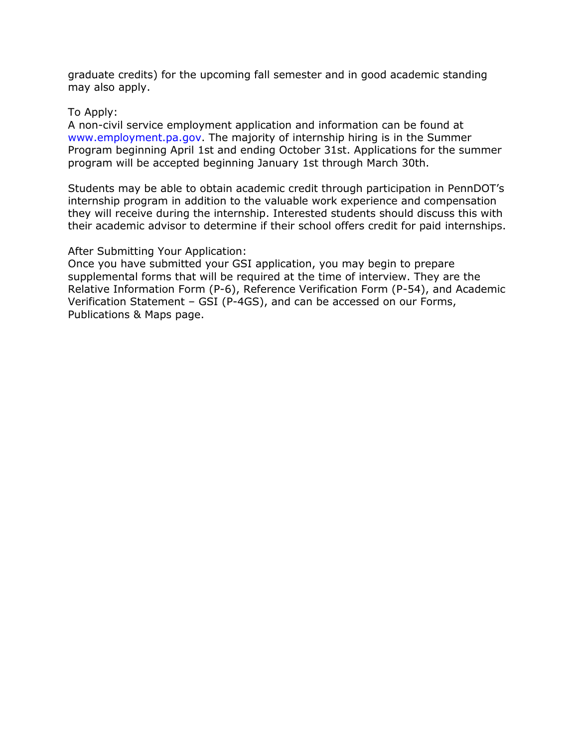graduate credits) for the upcoming fall semester and in good academic standing may also apply.

To Apply:
A non-civil service employment application and information can be found at www.employment.pa.gov. The majority of internship hiring is in the Summer Program beginning April 1st and ending October 31st. Applications for the summer program will be accepted beginning January 1st through March 30th.

Students may be able to obtain academic credit through participation in PennDOT's internship program in addition to the valuable work experience and compensation they will receive during the internship. Interested students should discuss this with their academic advisor to determine if their school offers credit for paid internships.

After Submitting Your Application:
Once you have submitted your GSI application, you may begin to prepare supplemental forms that will be required at the time of interview. They are the Relative Information Form (P-6), Reference Verification Form (P-54), and Academic Verification Statement – GSI (P-4GS), and can be accessed on our Forms, Publications & Maps page.